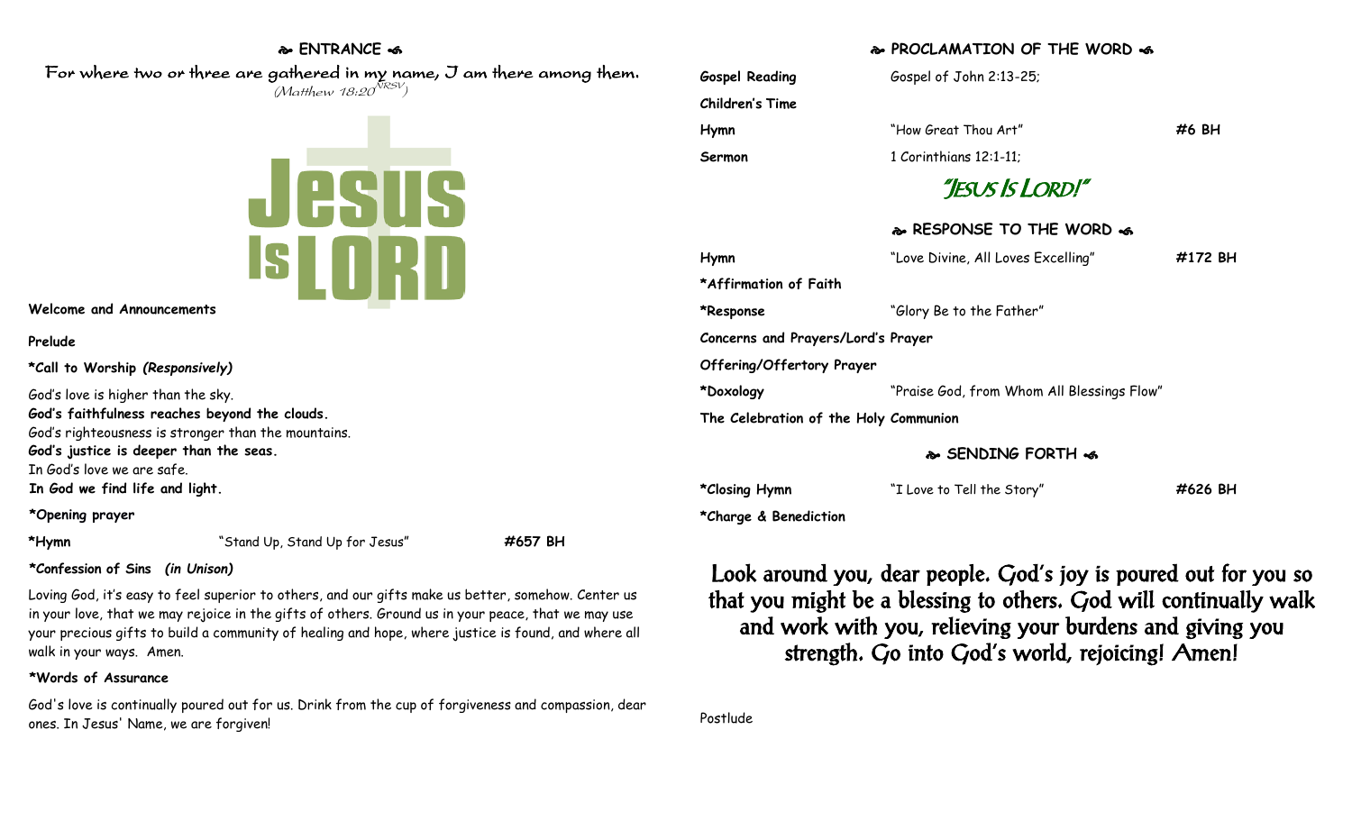## ❧ ENTRANCE ☙

For where two or three are gathered in my name, I am there among them.
*(Matthew 18:20 NRSV)*

Jesus Is LORD

**Welcome and Announcements**

**Prelude**

**\*Call to Worship** ***(Responsively)***

God's love is higher than the sky.
**God's faithfulness reaches beyond the clouds.**
God's righteousness is stronger than the mountains.
**God's justice is deeper than the seas.**
In God's love we are safe.
**In God we find life and light.**

**\*Opening prayer**

| | | |
|---|---|---|
| **\*Hymn** | "Stand Up, Stand Up for Jesus" | **#657 BH** |

**\*Confession of Sins** ***(in Unison)***

Loving God, it's easy to feel superior to others, and our gifts make us better, somehow. Center us in your love, that we may rejoice in the gifts of others. Ground us in your peace, that we may use your precious gifts to build a community of healing and hope, where justice is found, and where all walk in your ways. Amen.

**\*Words of Assurance**

God's love is continually poured out for us. Drink from the cup of forgiveness and compassion, dear ones. In Jesus' Name, we are forgiven!

## ❧ PROCLAMATION OF THE WORD ☙

| | | |
|---|---|---|
| **Gospel Reading** | Gospel of John 2:13-25; | |
| **Children's Time** | | |
| **Hymn** | "How Great Thou Art" | **#6 BH** |
| **Sermon** | 1 Corinthians 12:1-11; | |

### "Jesus Is Lord!"

## ❧ RESPONSE TO THE WORD ☙

| | | |
|---|---|---|
| **Hymn** | "Love Divine, All Loves Excelling" | **#172 BH** |
| **\*Affirmation of Faith** | | |
| **\*Response** | "Glory Be to the Father" | |
| **Concerns and Prayers/Lord's Prayer** | | |
| **Offering/Offertory Prayer** | | |
| **\*Doxology** | "Praise God, from Whom All Blessings Flow" | |
| **The Celebration of the Holy Communion** | | |

## ❧ SENDING FORTH ☙

| | | |
|---|---|---|
| **\*Closing Hymn** | "I Love to Tell the Story" | **#626 BH** |
| **\*Charge & Benediction** | | |

**Look around you, dear people. God's joy is poured out for you so that you might be a blessing to others. God will continually walk and work with you, relieving your burdens and giving you strength. Go into God's world, rejoicing! Amen!**

Postlude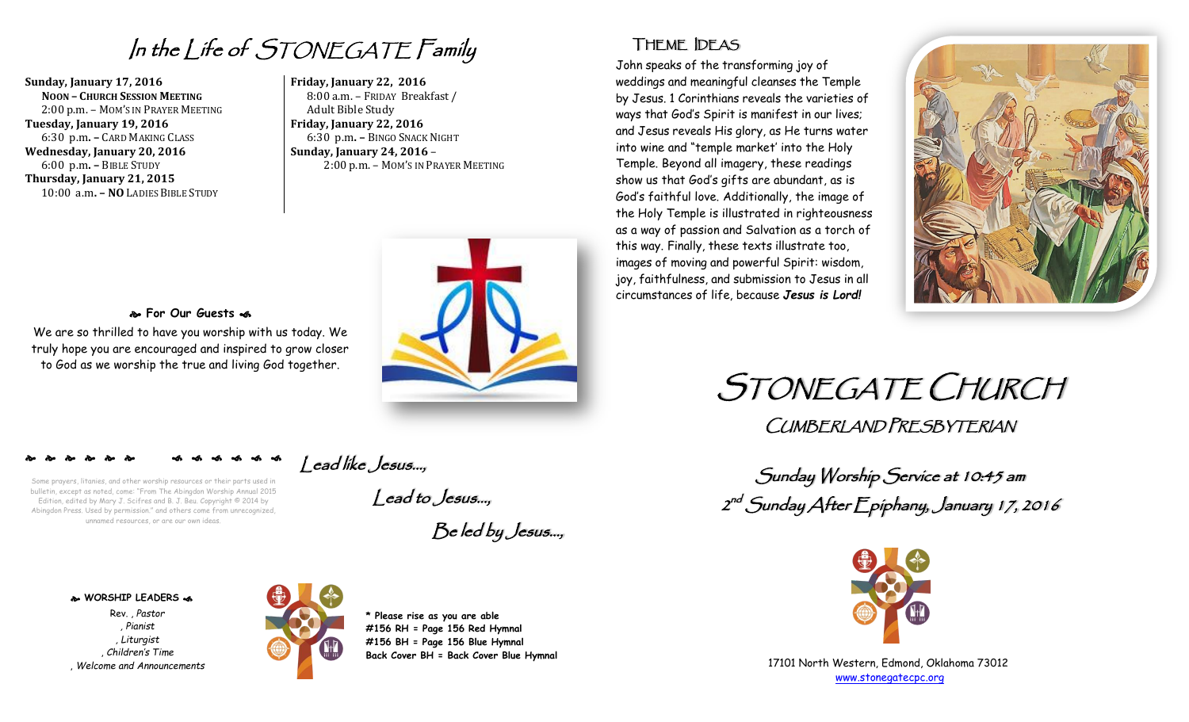# In the Life of STONEGATE Family

**Sunday, January 17, 2016**
**NOON – CHURCH SESSION MEETING**
2:00 p.m. – MOM'S IN PRAYER MEETING
**Tuesday, January 19, 2016**
6:30 p.m. – CARD MAKING CLASS
**Wednesday, January 20, 2016**
6:00 p.m. – BIBLE STUDY
**Thursday, January 21, 2015**
10:00 a.m. – **NO** LADIES BIBLE STUDY

**Friday, January 22, 2016**
8:00 a.m. – FRIDAY Breakfast / Adult Bible Study
**Friday, January 22, 2016**
6:30 p.m. – BINGO SNACK NIGHT
**Sunday, January 24, 2016** –
2:00 p.m. – MOM'S IN PRAYER MEETING

**For Our Guests**

We are so thrilled to have you worship with us today. We truly hope you are encouraged and inspired to grow closer to God as we worship the true and living God together.

Some prayers, litanies, and other worship resources or their parts used in bulletin, except as noted, come: "From The Abingdon Worship Annual 2015 Edition, edited by Mary J. Scifres and B. J. Beu. Copyright © 2014 by Abingdon Press. Used by permission." and others come from unrecognized, unnamed resources, or are our own ideas.

*Lead like Jesus...,*

*Lead to Jesus...,*

*Be led by Jesus...,*

**WORSHIP LEADERS**

Rev. , *Pastor*
, *Pianist*
, *Liturgist*
, *Children's Time*
, *Welcome and Announcements*

**\* Please rise as you are able**
**#156 RH = Page 156 Red Hymnal**
**#156 BH = Page 156 Blue Hymnal**
**Back Cover BH = Back Cover Blue Hymnal**

## THEME IDEAS

John speaks of the transforming joy of weddings and meaningful cleanses the Temple by Jesus. 1 Corinthians reveals the varieties of ways that God's Spirit is manifest in our lives; and Jesus reveals His glory, as He turns water into wine and "temple market' into the Holy Temple. Beyond all imagery, these readings show us that God's gifts are abundant, as is God's faithful love. Additionally, the image of the Holy Temple is illustrated in righteousness as a way of passion and Salvation as a torch of this way. Finally, these texts illustrate too, images of moving and powerful Spirit: wisdom, joy, faithfulness, and submission to Jesus in all circumstances of life, because ***Jesus is Lord!***

# STONEGATE CHURCH

## CUMBERLAND PRESBYTERIAN

*Sunday Worship Service at 10:45 am*

*2nd Sunday After Epiphany, January 17, 2016*

17101 North Western, Edmond, Oklahoma 73012
www.stonegatecpc.org